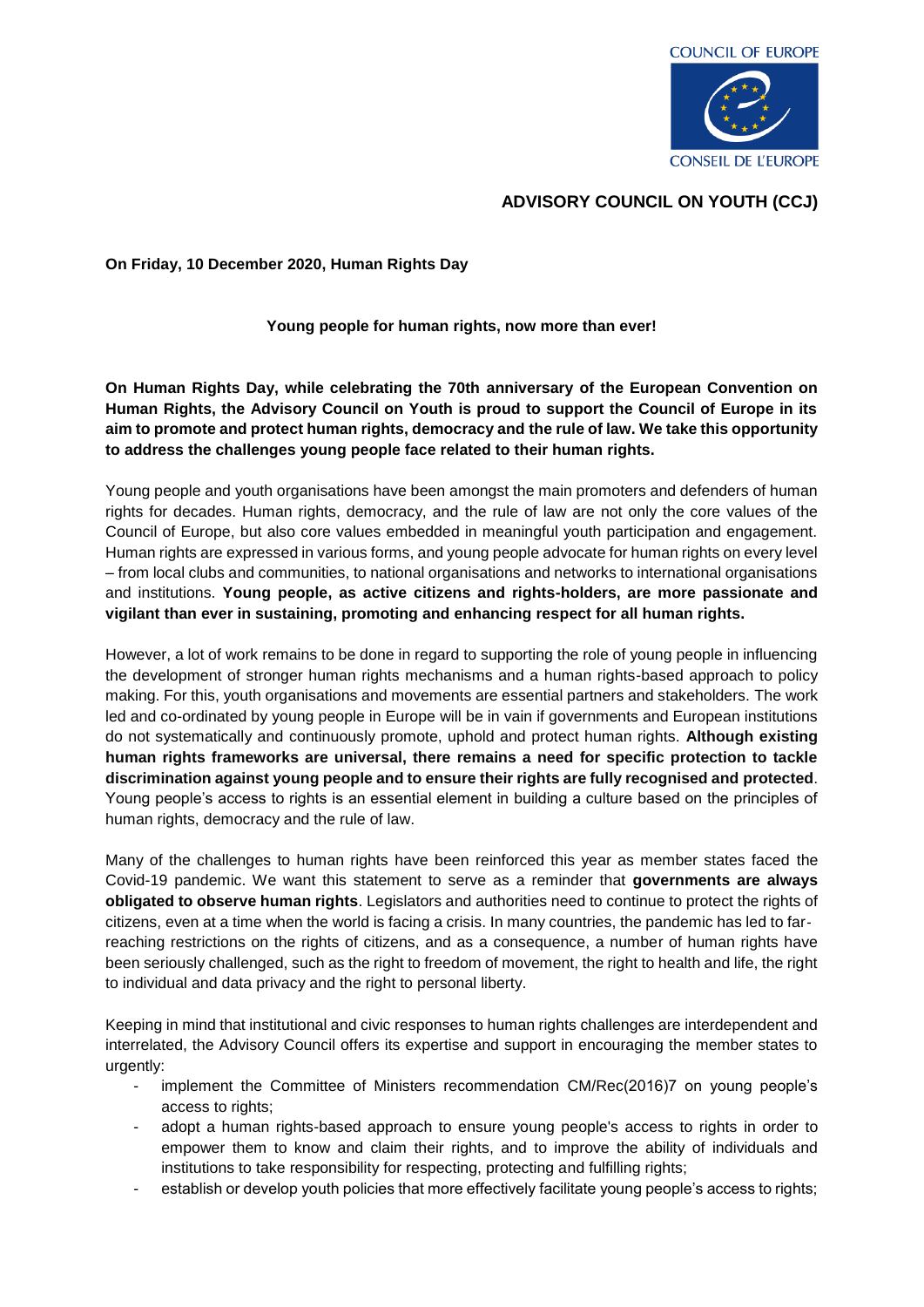COUNCIL OF EUROPE

CONSEIL DE L'EUROPE

# ADVISORY COUNCIL ON YOUTH (CCJ)

**On Friday, 10 December 2020, Human Rights Day**

## Young people for human rights, now more than ever!

**On Human Rights Day, while celebrating the 70th anniversary of the European Convention on Human Rights, the Advisory Council on Youth is proud to support the Council of Europe in its aim to promote and protect human rights, democracy and the rule of law. We take this opportunity to address the challenges young people face related to their human rights.**

Young people and youth organisations have been amongst the main promoters and defenders of human rights for decades. Human rights, democracy, and the rule of law are not only the core values of the Council of Europe, but also core values embedded in meaningful youth participation and engagement. Human rights are expressed in various forms, and young people advocate for human rights on every level – from local clubs and communities, to national organisations and networks to international organisations and institutions. **Young people, as active citizens and rights-holders, are more passionate and vigilant than ever in sustaining, promoting and enhancing respect for all human rights.**

However, a lot of work remains to be done in regard to supporting the role of young people in influencing the development of stronger human rights mechanisms and a human rights-based approach to policy making. For this, youth organisations and movements are essential partners and stakeholders. The work led and co-ordinated by young people in Europe will be in vain if governments and European institutions do not systematically and continuously promote, uphold and protect human rights. **Although existing human rights frameworks are universal, there remains a need for specific protection to tackle discrimination against young people and to ensure their rights are fully recognised and protected**. Young people's access to rights is an essential element in building a culture based on the principles of human rights, democracy and the rule of law.

Many of the challenges to human rights have been reinforced this year as member states faced the Covid-19 pandemic. We want this statement to serve as a reminder that **governments are always obligated to observe human rights**. Legislators and authorities need to continue to protect the rights of citizens, even at a time when the world is facing a crisis. In many countries, the pandemic has led to far-reaching restrictions on the rights of citizens, and as a consequence, a number of human rights have been seriously challenged, such as the right to freedom of movement, the right to health and life, the right to individual and data privacy and the right to personal liberty.

Keeping in mind that institutional and civic responses to human rights challenges are interdependent and interrelated, the Advisory Council offers its expertise and support in encouraging the member states to urgently:

- implement the Committee of Ministers recommendation CM/Rec(2016)7 on young people's access to rights;
- adopt a human rights-based approach to ensure young people's access to rights in order to empower them to know and claim their rights, and to improve the ability of individuals and institutions to take responsibility for respecting, protecting and fulfilling rights;
- establish or develop youth policies that more effectively facilitate young people's access to rights;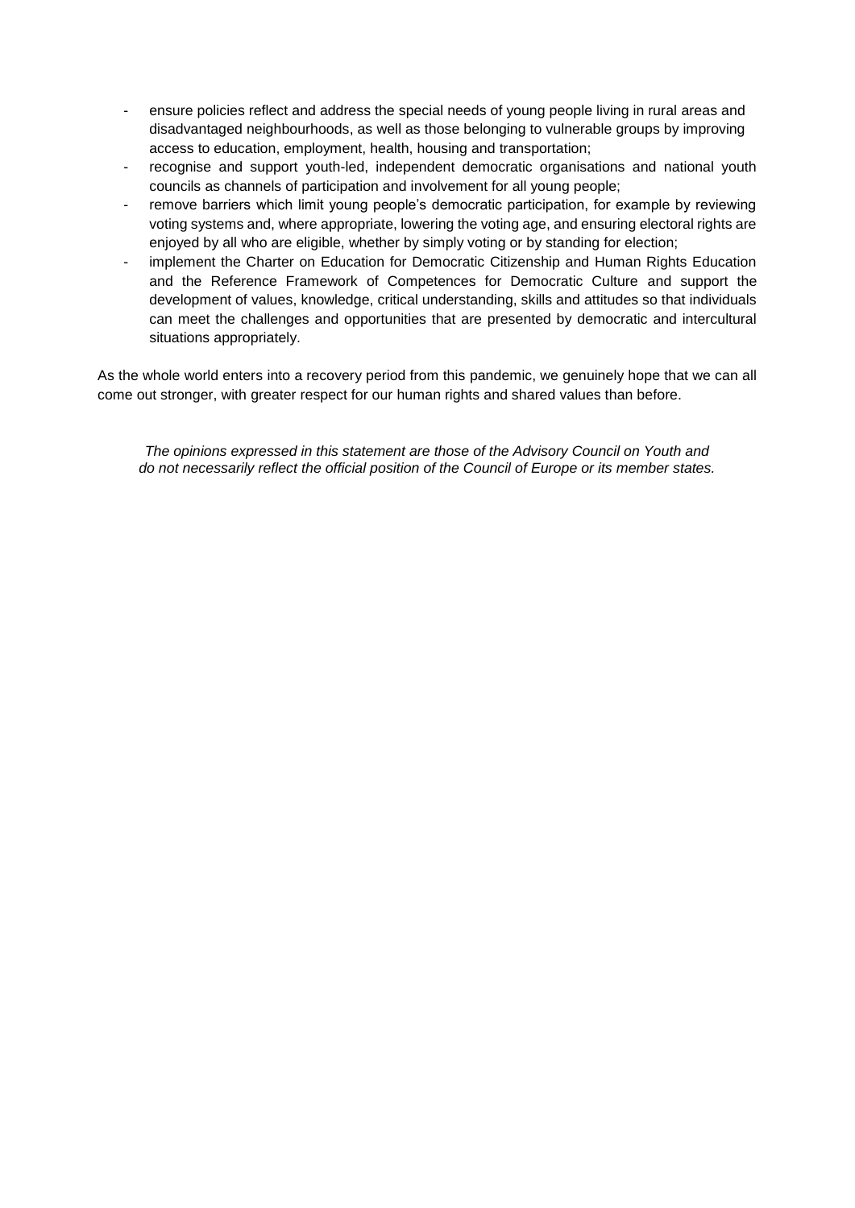- ensure policies reflect and address the special needs of young people living in rural areas and disadvantaged neighbourhoods, as well as those belonging to vulnerable groups by improving access to education, employment, health, housing and transportation;
- recognise and support youth-led, independent democratic organisations and national youth councils as channels of participation and involvement for all young people;
- remove barriers which limit young people's democratic participation, for example by reviewing voting systems and, where appropriate, lowering the voting age, and ensuring electoral rights are enjoyed by all who are eligible, whether by simply voting or by standing for election;
- implement the Charter on Education for Democratic Citizenship and Human Rights Education and the Reference Framework of Competences for Democratic Culture and support the development of values, knowledge, critical understanding, skills and attitudes so that individuals can meet the challenges and opportunities that are presented by democratic and intercultural situations appropriately.

As the whole world enters into a recovery period from this pandemic, we genuinely hope that we can all come out stronger, with greater respect for our human rights and shared values than before.

*The opinions expressed in this statement are those of the Advisory Council on Youth and do not necessarily reflect the official position of the Council of Europe or its member states.*